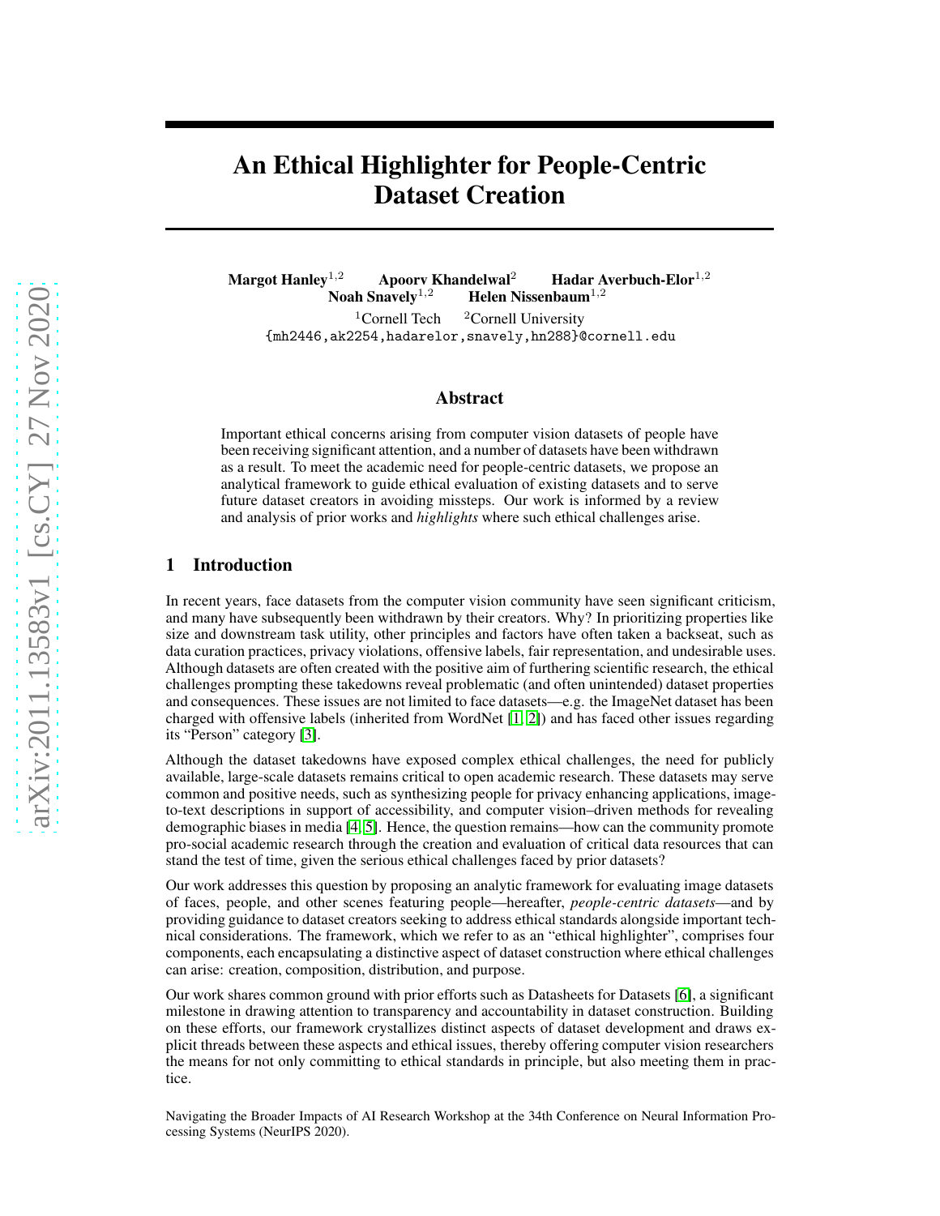# An Ethical Highlighter for People-Centric Dataset Creation

**Margot Hanley**[1,2] **Apoorv Khandelwal**[2] **Hadar Averbuch-Elor**[1,2]
**Noah Snavely**[1,2] **Helen Nissenbaum**[1,2]

[1]Cornell Tech [2]Cornell University
{mh2446,ak2254,hadarelor,snavely,hn288}@cornell.edu

## Abstract

Important ethical concerns arising from computer vision datasets of people have been receiving significant attention, and a number of datasets have been withdrawn as a result. To meet the academic need for people-centric datasets, we propose an analytical framework to guide ethical evaluation of existing datasets and to serve future dataset creators in avoiding missteps. Our work is informed by a review and analysis of prior works and *highlights* where such ethical challenges arise.

## 1 Introduction

In recent years, face datasets from the computer vision community have seen significant criticism, and many have subsequently been withdrawn by their creators. Why? In prioritizing properties like size and downstream task utility, other principles and factors have often taken a backseat, such as data curation practices, privacy violations, offensive labels, fair representation, and undesirable uses. Although datasets are often created with the positive aim of furthering scientific research, the ethical challenges prompting these takedowns reveal problematic (and often unintended) dataset properties and consequences. These issues are not limited to face datasets—e.g. the ImageNet dataset has been charged with offensive labels (inherited from WordNet [1, 2]) and has faced other issues regarding its "Person" category [3].

Although the dataset takedowns have exposed complex ethical challenges, the need for publicly available, large-scale datasets remains critical to open academic research. These datasets may serve common and positive needs, such as synthesizing people for privacy enhancing applications, image-to-text descriptions in support of accessibility, and computer vision–driven methods for revealing demographic biases in media [4, 5]. Hence, the question remains—how can the community promote pro-social academic research through the creation and evaluation of critical data resources that can stand the test of time, given the serious ethical challenges faced by prior datasets?

Our work addresses this question by proposing an analytic framework for evaluating image datasets of faces, people, and other scenes featuring people—hereafter, *people-centric datasets*—and by providing guidance to dataset creators seeking to address ethical standards alongside important technical considerations. The framework, which we refer to as an "ethical highlighter", comprises four components, each encapsulating a distinctive aspect of dataset construction where ethical challenges can arise: creation, composition, distribution, and purpose.

Our work shares common ground with prior efforts such as Datasheets for Datasets [6], a significant milestone in drawing attention to transparency and accountability in dataset construction. Building on these efforts, our framework crystallizes distinct aspects of dataset development and draws explicit threads between these aspects and ethical issues, thereby offering computer vision researchers the means for not only committing to ethical standards in principle, but also meeting them in practice.

Navigating the Broader Impacts of AI Research Workshop at the 34th Conference on Neural Information Processing Systems (NeurIPS 2020).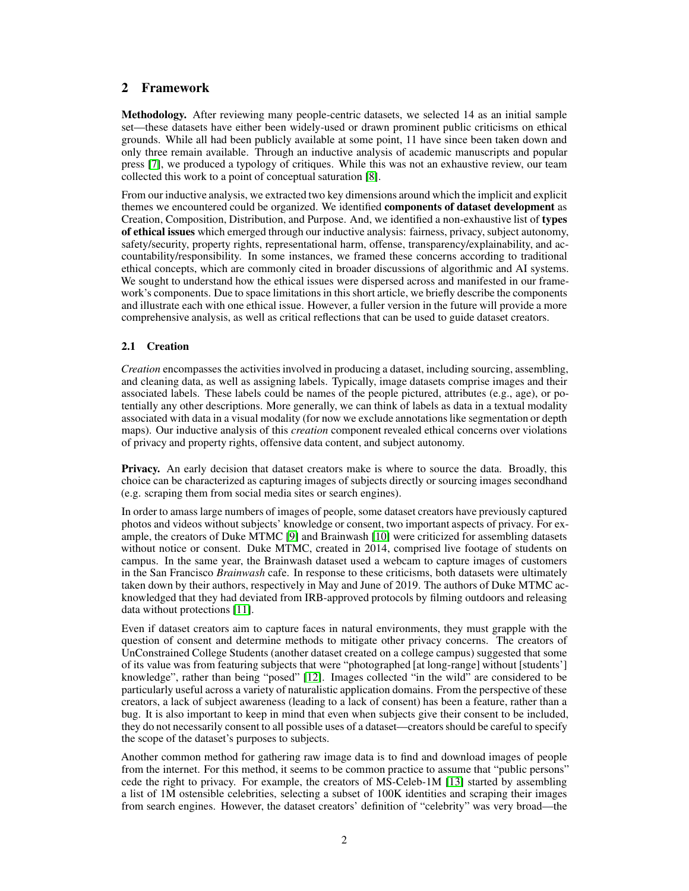## 2 Framework

**Methodology.** After reviewing many people-centric datasets, we selected 14 as an initial sample set—these datasets have either been widely-used or drawn prominent public criticisms on ethical grounds. While all had been publicly available at some point, 11 have since been taken down and only three remain available. Through an inductive analysis of academic manuscripts and popular press [7], we produced a typology of critiques. While this was not an exhaustive review, our team collected this work to a point of conceptual saturation [8].

From our inductive analysis, we extracted two key dimensions around which the implicit and explicit themes we encountered could be organized. We identified **components of dataset development** as Creation, Composition, Distribution, and Purpose. And, we identified a non-exhaustive list of **types of ethical issues** which emerged through our inductive analysis: fairness, privacy, subject autonomy, safety/security, property rights, representational harm, offense, transparency/explainability, and accountability/responsibility. In some instances, we framed these concerns according to traditional ethical concepts, which are commonly cited in broader discussions of algorithmic and AI systems. We sought to understand how the ethical issues were dispersed across and manifested in our framework's components. Due to space limitations in this short article, we briefly describe the components and illustrate each with one ethical issue. However, a fuller version in the future will provide a more comprehensive analysis, as well as critical reflections that can be used to guide dataset creators.

### 2.1 Creation

*Creation* encompasses the activities involved in producing a dataset, including sourcing, assembling, and cleaning data, as well as assigning labels. Typically, image datasets comprise images and their associated labels. These labels could be names of the people pictured, attributes (e.g., age), or potentially any other descriptions. More generally, we can think of labels as data in a textual modality associated with data in a visual modality (for now we exclude annotations like segmentation or depth maps). Our inductive analysis of this *creation* component revealed ethical concerns over violations of privacy and property rights, offensive data content, and subject autonomy.

**Privacy.** An early decision that dataset creators make is where to source the data. Broadly, this choice can be characterized as capturing images of subjects directly or sourcing images secondhand (e.g. scraping them from social media sites or search engines).

In order to amass large numbers of images of people, some dataset creators have previously captured photos and videos without subjects' knowledge or consent, two important aspects of privacy. For example, the creators of Duke MTMC [9] and Brainwash [10] were criticized for assembling datasets without notice or consent. Duke MTMC, created in 2014, comprised live footage of students on campus. In the same year, the Brainwash dataset used a webcam to capture images of customers in the San Francisco *Brainwash* cafe. In response to these criticisms, both datasets were ultimately taken down by their authors, respectively in May and June of 2019. The authors of Duke MTMC acknowledged that they had deviated from IRB-approved protocols by filming outdoors and releasing data without protections [11].

Even if dataset creators aim to capture faces in natural environments, they must grapple with the question of consent and determine methods to mitigate other privacy concerns. The creators of UnConstrained College Students (another dataset created on a college campus) suggested that some of its value was from featuring subjects that were "photographed [at long-range] without [students'] knowledge", rather than being "posed" [12]. Images collected "in the wild" are considered to be particularly useful across a variety of naturalistic application domains. From the perspective of these creators, a lack of subject awareness (leading to a lack of consent) has been a feature, rather than a bug. It is also important to keep in mind that even when subjects give their consent to be included, they do not necessarily consent to all possible uses of a dataset—creators should be careful to specify the scope of the dataset's purposes to subjects.

Another common method for gathering raw image data is to find and download images of people from the internet. For this method, it seems to be common practice to assume that "public persons" cede the right to privacy. For example, the creators of MS-Celeb-1M [13] started by assembling a list of 1M ostensible celebrities, selecting a subset of 100K identities and scraping their images from search engines. However, the dataset creators' definition of "celebrity" was very broad—the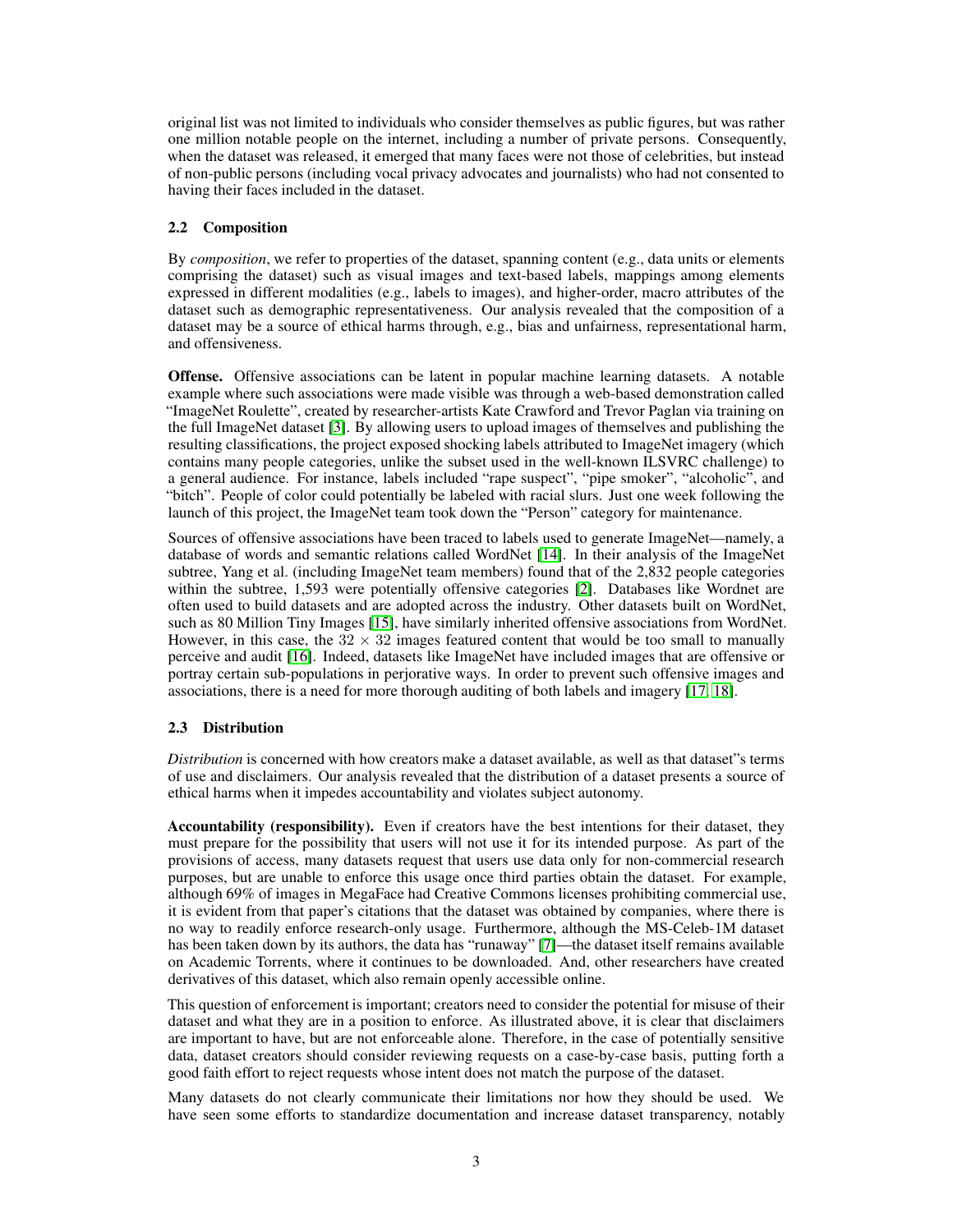original list was not limited to individuals who consider themselves as public figures, but was rather one million notable people on the internet, including a number of private persons. Consequently, when the dataset was released, it emerged that many faces were not those of celebrities, but instead of non-public persons (including vocal privacy advocates and journalists) who had not consented to having their faces included in the dataset.

### 2.2 Composition

By *composition*, we refer to properties of the dataset, spanning content (e.g., data units or elements comprising the dataset) such as visual images and text-based labels, mappings among elements expressed in different modalities (e.g., labels to images), and higher-order, macro attributes of the dataset such as demographic representativeness. Our analysis revealed that the composition of a dataset may be a source of ethical harms through, e.g., bias and unfairness, representational harm, and offensiveness.

**Offense.** Offensive associations can be latent in popular machine learning datasets. A notable example where such associations were made visible was through a web-based demonstration called "ImageNet Roulette", created by researcher-artists Kate Crawford and Trevor Paglan via training on the full ImageNet dataset [3]. By allowing users to upload images of themselves and publishing the resulting classifications, the project exposed shocking labels attributed to ImageNet imagery (which contains many people categories, unlike the subset used in the well-known ILSVRC challenge) to a general audience. For instance, labels included "rape suspect", "pipe smoker", "alcoholic", and "bitch". People of color could potentially be labeled with racial slurs. Just one week following the launch of this project, the ImageNet team took down the "Person" category for maintenance.

Sources of offensive associations have been traced to labels used to generate ImageNet—namely, a database of words and semantic relations called WordNet [14]. In their analysis of the ImageNet subtree, Yang et al. (including ImageNet team members) found that of the 2,832 people categories within the subtree, 1,593 were potentially offensive categories [2]. Databases like Wordnet are often used to build datasets and are adopted across the industry. Other datasets built on WordNet, such as 80 Million Tiny Images [15], have similarly inherited offensive associations from WordNet. However, in this case, the $32 \times 32$ images featured content that would be too small to manually perceive and audit [16]. Indeed, datasets like ImageNet have included images that are offensive or portray certain sub-populations in perjorative ways. In order to prevent such offensive images and associations, there is a need for more thorough auditing of both labels and imagery [17, 18].

### 2.3 Distribution

*Distribution* is concerned with how creators make a dataset available, as well as that dataset"s terms of use and disclaimers. Our analysis revealed that the distribution of a dataset presents a source of ethical harms when it impedes accountability and violates subject autonomy.

**Accountability (responsibility).** Even if creators have the best intentions for their dataset, they must prepare for the possibility that users will not use it for its intended purpose. As part of the provisions of access, many datasets request that users use data only for non-commercial research purposes, but are unable to enforce this usage once third parties obtain the dataset. For example, although 69% of images in MegaFace had Creative Commons licenses prohibiting commercial use, it is evident from that paper's citations that the dataset was obtained by companies, where there is no way to readily enforce research-only usage. Furthermore, although the MS-Celeb-1M dataset has been taken down by its authors, the data has "runaway" [7]—the dataset itself remains available on Academic Torrents, where it continues to be downloaded. And, other researchers have created derivatives of this dataset, which also remain openly accessible online.

This question of enforcement is important; creators need to consider the potential for misuse of their dataset and what they are in a position to enforce. As illustrated above, it is clear that disclaimers are important to have, but are not enforceable alone. Therefore, in the case of potentially sensitive data, dataset creators should consider reviewing requests on a case-by-case basis, putting forth a good faith effort to reject requests whose intent does not match the purpose of the dataset.

Many datasets do not clearly communicate their limitations nor how they should be used. We have seen some efforts to standardize documentation and increase dataset transparency, notably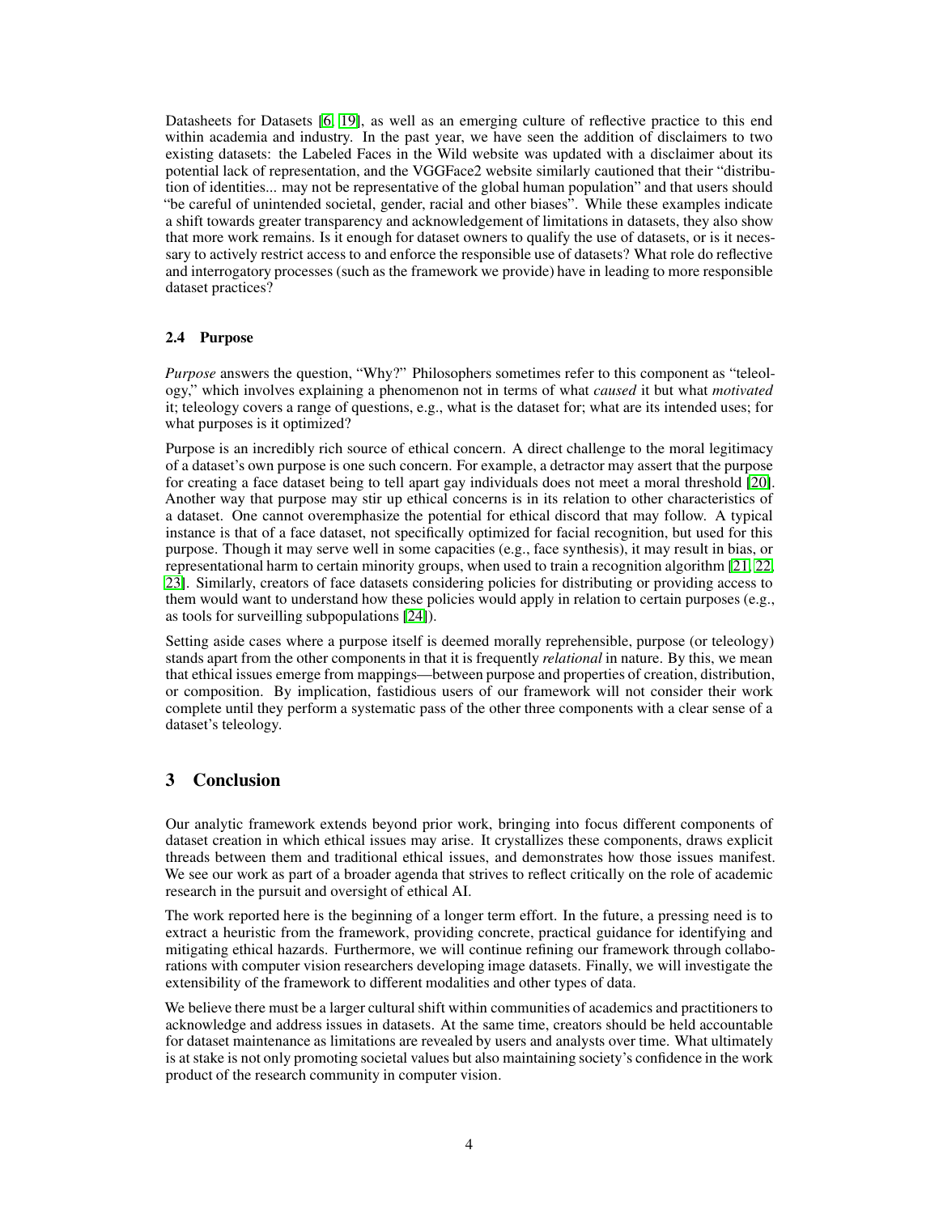Datasheets for Datasets [6, 19], as well as an emerging culture of reflective practice to this end within academia and industry. In the past year, we have seen the addition of disclaimers to two existing datasets: the Labeled Faces in the Wild website was updated with a disclaimer about its potential lack of representation, and the VGGFace2 website similarly cautioned that their "distribution of identities... may not be representative of the global human population" and that users should "be careful of unintended societal, gender, racial and other biases". While these examples indicate a shift towards greater transparency and acknowledgement of limitations in datasets, they also show that more work remains. Is it enough for dataset owners to qualify the use of datasets, or is it necessary to actively restrict access to and enforce the responsible use of datasets? What role do reflective and interrogatory processes (such as the framework we provide) have in leading to more responsible dataset practices?

### 2.4 Purpose

*Purpose* answers the question, "Why?" Philosophers sometimes refer to this component as "teleology," which involves explaining a phenomenon not in terms of what *caused* it but what *motivated* it; teleology covers a range of questions, e.g., what is the dataset for; what are its intended uses; for what purposes is it optimized?

Purpose is an incredibly rich source of ethical concern. A direct challenge to the moral legitimacy of a dataset's own purpose is one such concern. For example, a detractor may assert that the purpose for creating a face dataset being to tell apart gay individuals does not meet a moral threshold [20]. Another way that purpose may stir up ethical concerns is in its relation to other characteristics of a dataset. One cannot overemphasize the potential for ethical discord that may follow. A typical instance is that of a face dataset, not specifically optimized for facial recognition, but used for this purpose. Though it may serve well in some capacities (e.g., face synthesis), it may result in bias, or representational harm to certain minority groups, when used to train a recognition algorithm [21, 22, 23]. Similarly, creators of face datasets considering policies for distributing or providing access to them would want to understand how these policies would apply in relation to certain purposes (e.g., as tools for surveilling subpopulations [24]).

Setting aside cases where a purpose itself is deemed morally reprehensible, purpose (or teleology) stands apart from the other components in that it is frequently *relational* in nature. By this, we mean that ethical issues emerge from mappings—between purpose and properties of creation, distribution, or composition. By implication, fastidious users of our framework will not consider their work complete until they perform a systematic pass of the other three components with a clear sense of a dataset's teleology.

## 3 Conclusion

Our analytic framework extends beyond prior work, bringing into focus different components of dataset creation in which ethical issues may arise. It crystallizes these components, draws explicit threads between them and traditional ethical issues, and demonstrates how those issues manifest. We see our work as part of a broader agenda that strives to reflect critically on the role of academic research in the pursuit and oversight of ethical AI.

The work reported here is the beginning of a longer term effort. In the future, a pressing need is to extract a heuristic from the framework, providing concrete, practical guidance for identifying and mitigating ethical hazards. Furthermore, we will continue refining our framework through collaborations with computer vision researchers developing image datasets. Finally, we will investigate the extensibility of the framework to different modalities and other types of data.

We believe there must be a larger cultural shift within communities of academics and practitioners to acknowledge and address issues in datasets. At the same time, creators should be held accountable for dataset maintenance as limitations are revealed by users and analysts over time. What ultimately is at stake is not only promoting societal values but also maintaining society's confidence in the work product of the research community in computer vision.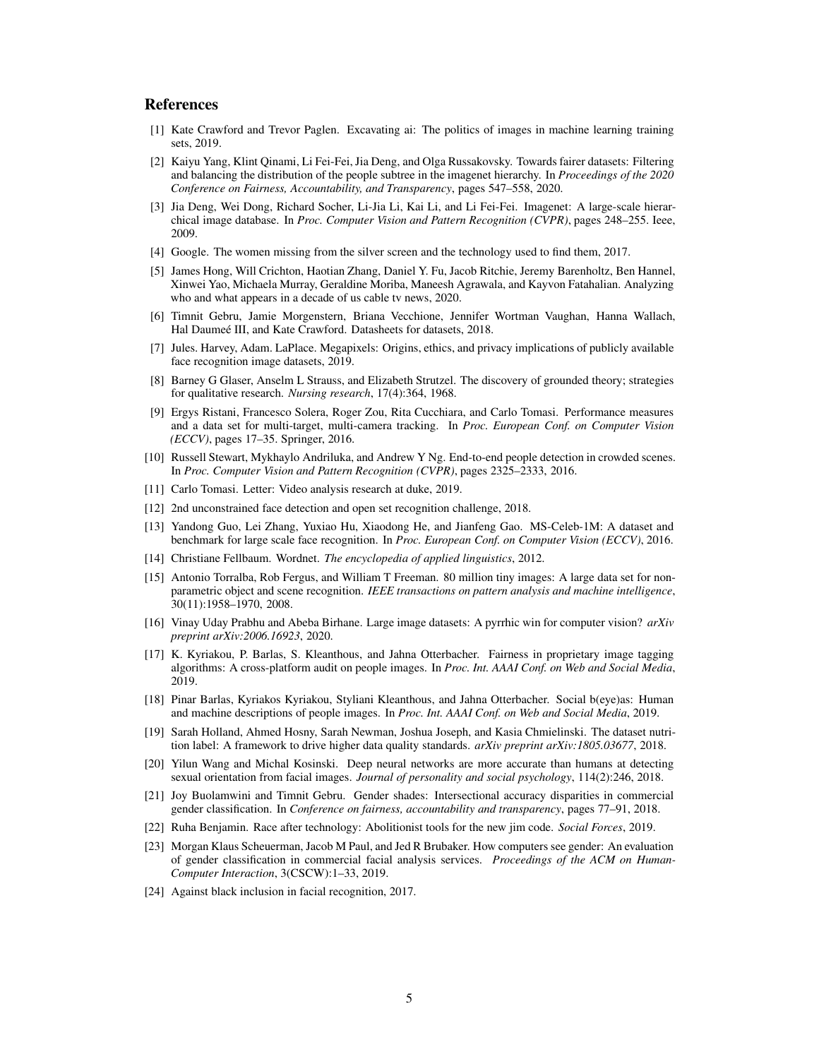## References

[1] Kate Crawford and Trevor Paglen. Excavating ai: The politics of images in machine learning training sets, 2019.

[2] Kaiyu Yang, Klint Qinami, Li Fei-Fei, Jia Deng, and Olga Russakovsky. Towards fairer datasets: Filtering and balancing the distribution of the people subtree in the imagenet hierarchy. In *Proceedings of the 2020 Conference on Fairness, Accountability, and Transparency*, pages 547–558, 2020.

[3] Jia Deng, Wei Dong, Richard Socher, Li-Jia Li, Kai Li, and Li Fei-Fei. Imagenet: A large-scale hierarchical image database. In *Proc. Computer Vision and Pattern Recognition (CVPR)*, pages 248–255. Ieee, 2009.

[4] Google. The women missing from the silver screen and the technology used to find them, 2017.

[5] James Hong, Will Crichton, Haotian Zhang, Daniel Y. Fu, Jacob Ritchie, Jeremy Barenholtz, Ben Hannel, Xinwei Yao, Michaela Murray, Geraldine Moriba, Maneesh Agrawala, and Kayvon Fatahalian. Analyzing who and what appears in a decade of us cable tv news, 2020.

[6] Timnit Gebru, Jamie Morgenstern, Briana Vecchione, Jennifer Wortman Vaughan, Hanna Wallach, Hal Daumeé III, and Kate Crawford. Datasheets for datasets, 2018.

[7] Jules. Harvey, Adam. LaPlace. Megapixels: Origins, ethics, and privacy implications of publicly available face recognition image datasets, 2019.

[8] Barney G Glaser, Anselm L Strauss, and Elizabeth Strutzel. The discovery of grounded theory; strategies for qualitative research. *Nursing research*, 17(4):364, 1968.

[9] Ergys Ristani, Francesco Solera, Roger Zou, Rita Cucchiara, and Carlo Tomasi. Performance measures and a data set for multi-target, multi-camera tracking. In *Proc. European Conf. on Computer Vision (ECCV)*, pages 17–35. Springer, 2016.

[10] Russell Stewart, Mykhaylo Andriluka, and Andrew Y Ng. End-to-end people detection in crowded scenes. In *Proc. Computer Vision and Pattern Recognition (CVPR)*, pages 2325–2333, 2016.

[11] Carlo Tomasi. Letter: Video analysis research at duke, 2019.

[12] 2nd unconstrained face detection and open set recognition challenge, 2018.

[13] Yandong Guo, Lei Zhang, Yuxiao Hu, Xiaodong He, and Jianfeng Gao. MS-Celeb-1M: A dataset and benchmark for large scale face recognition. In *Proc. European Conf. on Computer Vision (ECCV)*, 2016.

[14] Christiane Fellbaum. Wordnet. *The encyclopedia of applied linguistics*, 2012.

[15] Antonio Torralba, Rob Fergus, and William T Freeman. 80 million tiny images: A large data set for nonparametric object and scene recognition. *IEEE transactions on pattern analysis and machine intelligence*, 30(11):1958–1970, 2008.

[16] Vinay Uday Prabhu and Abeba Birhane. Large image datasets: A pyrrhic win for computer vision? *arXiv preprint arXiv:2006.16923*, 2020.

[17] K. Kyriakou, P. Barlas, S. Kleanthous, and Jahna Otterbacher. Fairness in proprietary image tagging algorithms: A cross-platform audit on people images. In *Proc. Int. AAAI Conf. on Web and Social Media*, 2019.

[18] Pinar Barlas, Kyriakos Kyriakou, Styliani Kleanthous, and Jahna Otterbacher. Social b(eye)as: Human and machine descriptions of people images. In *Proc. Int. AAAI Conf. on Web and Social Media*, 2019.

[19] Sarah Holland, Ahmed Hosny, Sarah Newman, Joshua Joseph, and Kasia Chmielinski. The dataset nutrition label: A framework to drive higher data quality standards. *arXiv preprint arXiv:1805.03677*, 2018.

[20] Yilun Wang and Michal Kosinski. Deep neural networks are more accurate than humans at detecting sexual orientation from facial images. *Journal of personality and social psychology*, 114(2):246, 2018.

[21] Joy Buolamwini and Timnit Gebru. Gender shades: Intersectional accuracy disparities in commercial gender classification. In *Conference on fairness, accountability and transparency*, pages 77–91, 2018.

[22] Ruha Benjamin. Race after technology: Abolitionist tools for the new jim code. *Social Forces*, 2019.

[23] Morgan Klaus Scheuerman, Jacob M Paul, and Jed R Brubaker. How computers see gender: An evaluation of gender classification in commercial facial analysis services. *Proceedings of the ACM on Human-Computer Interaction*, 3(CSCW):1–33, 2019.

[24] Against black inclusion in facial recognition, 2017.